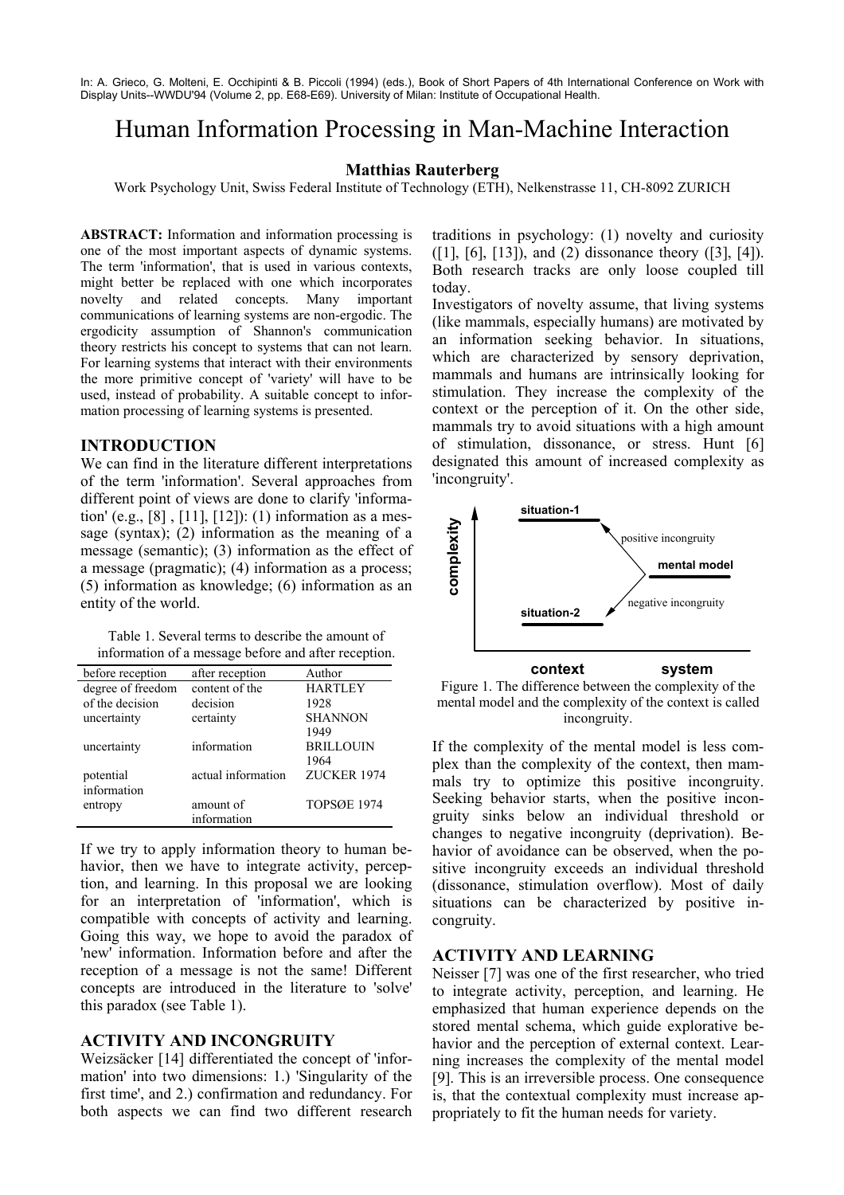In: A. Grieco, G. Molteni, E. Occhipinti & B. Piccoli (1994) (eds.), Book of Short Papers of 4th International Conference on Work with Display Units--WWDU'94 (Volume 2, pp. E68-E69). University of Milan: Institute of Occupational Health.

# Human Information Processing in Man-Machine Interaction

**Matthias Rauterberg**

Work Psychology Unit, Swiss Federal Institute of Technology (ETH), Nelkenstrasse 11, CH-8092 ZURICH

**ABSTRACT:** Information and information processing is one of the most important aspects of dynamic systems. The term 'information', that is used in various contexts, might better be replaced with one which incorporates novelty and related concepts. Many important communications of learning systems are non-ergodic. The ergodicity assumption of Shannon's communication theory restricts his concept to systems that can not learn. For learning systems that interact with their environments the more primitive concept of 'variety' will have to be used, instead of probability. A suitable concept to information processing of learning systems is presented.

## INTRODUCTION

We can find in the literature different interpretations of the term 'information'. Several approaches from different point of views are done to clarify 'information' (e.g., [8] , [11], [12]): (1) information as a message (syntax); (2) information as the meaning of a message (semantic); (3) information as the effect of a message (pragmatic); (4) information as a process; (5) information as knowledge; (6) information as an entity of the world.

Table 1. Several terms to describe the amount of information of a message before and after reception.

| before reception | after reception | Author |
|---|---|---|
| degree of freedom of the decision | content of the decision | HARTLEY 1928 |
| uncertainty | certainty | SHANNON 1949 |
| uncertainty | information | BRILLOUIN 1964 |
| potential information | actual information | ZUCKER 1974 |
| entropy | amount of information | TOPSØE 1974 |

If we try to apply information theory to human behavior, then we have to integrate activity, perception, and learning. In this proposal we are looking for an interpretation of 'information', which is compatible with concepts of activity and learning. Going this way, we hope to avoid the paradox of 'new' information. Information before and after the reception of a message is not the same! Different concepts are introduced in the literature to 'solve' this paradox (see Table 1).

## ACTIVITY AND INCONGRUITY

Weizsäcker [14] differentiated the concept of 'information' into two dimensions: 1.) 'Singularity of the first time', and 2.) confirmation and redundancy. For both aspects we can find two different research traditions in psychology: (1) novelty and curiosity ([1], [6], [13]), and (2) dissonance theory ([3], [4]). Both research tracks are only loose coupled till today.

Investigators of novelty assume, that living systems (like mammals, especially humans) are motivated by an information seeking behavior. In situations, which are characterized by sensory deprivation, mammals and humans are intrinsically looking for stimulation. They increase the complexity of the context or the perception of it. On the other side, mammals try to avoid situations with a high amount of stimulation, dissonance, or stress. Hunt [6] designated this amount of increased complexity as 'incongruity'.

Figure 1. The difference between the complexity of the mental model and the complexity of the context is called incongruity.

If the complexity of the mental model is less complex than the complexity of the context, then mammals try to optimize this positive incongruity. Seeking behavior starts, when the positive incongruity sinks below an individual threshold or changes to negative incongruity (deprivation). Behavior of avoidance can be observed, when the positive incongruity exceeds an individual threshold (dissonance, stimulation overflow). Most of daily situations can be characterized by positive incongruity.

## ACTIVITY AND LEARNING

Neisser [7] was one of the first researcher, who tried to integrate activity, perception, and learning. He emphasized that human experience depends on the stored mental schema, which guide explorative behavior and the perception of external context. Learning increases the complexity of the mental model [9]. This is an irreversible process. One consequence is, that the contextual complexity must increase appropriately to fit the human needs for variety.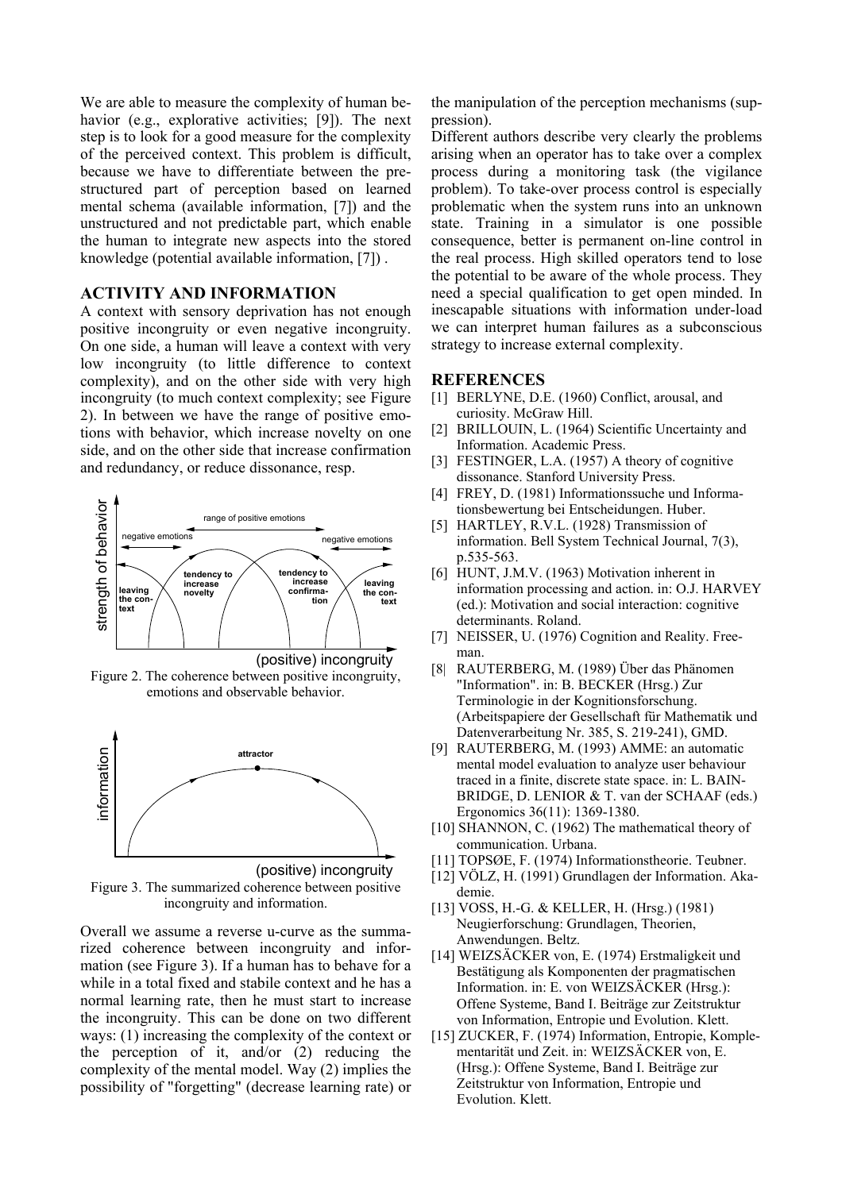We are able to measure the complexity of human behavior (e.g., explorative activities; [9]). The next step is to look for a good measure for the complexity of the perceived context. This problem is difficult, because we have to differentiate between the prestructured part of perception based on learned mental schema (available information, [7]) and the unstructured and not predictable part, which enable the human to integrate new aspects into the stored knowledge (potential available information, [7]) .

## ACTIVITY AND INFORMATION

A context with sensory deprivation has not enough positive incongruity or even negative incongruity. On one side, a human will leave a context with very low incongruity (to little difference to context complexity), and on the other side with very high incongruity (to much context complexity; see Figure 2). In between we have the range of positive emotions with behavior, which increase novelty on one side, and on the other side that increase confirmation and redundancy, or reduce dissonance, resp.

strength of behavior

range of positive emotions

negative emotions

negative emotions

leaving the context

tendency to increase novelty

tendency to increase confirmation

leaving the context

(positive) incongruity

Figure 2. The coherence between positive incongruity, emotions and observable behavior.

information

attractor

(positive) incongruity

Figure 3. The summarized coherence between positive incongruity and information.

Overall we assume a reverse u-curve as the summarized coherence between incongruity and information (see Figure 3). If a human has to behave for a while in a total fixed and stabile context and he has a normal learning rate, then he must start to increase the incongruity. This can be done on two different ways: (1) increasing the complexity of the context or the perception of it, and/or (2) reducing the complexity of the mental model. Way (2) implies the possibility of "forgetting" (decrease learning rate) or the manipulation of the perception mechanisms (suppression).

Different authors describe very clearly the problems arising when an operator has to take over a complex process during a monitoring task (the vigilance problem). To take-over process control is especially problematic when the system runs into an unknown state. Training in a simulator is one possible consequence, better is permanent on-line control in the real process. High skilled operators tend to lose the potential to be aware of the whole process. They need a special qualification to get open minded. In inescapable situations with information under-load we can interpret human failures as a subconscious strategy to increase external complexity.

## REFERENCES

[1] BERLYNE, D.E. (1960) Conflict, arousal, and curiosity. McGraw Hill.

[2] BRILLOUIN, L. (1964) Scientific Uncertainty and Information. Academic Press.

[3] FESTINGER, L.A. (1957) A theory of cognitive dissonance. Stanford University Press.

[4] FREY, D. (1981) Informationssuche und Informationsbewertung bei Entscheidungen. Huber.

[5] HARTLEY, R.V.L. (1928) Transmission of information. Bell System Technical Journal, 7(3), p.535-563.

[6] HUNT, J.M.V. (1963) Motivation inherent in information processing and action. in: O.J. HARVEY (ed.): Motivation and social interaction: cognitive determinants. Roland.

[7] NEISSER, U. (1976) Cognition and Reality. Freeman.

[8] RAUTERBERG, M. (1989) Über das Phänomen "Information". in: B. BECKER (Hrsg.) Zur Terminologie in der Kognitionsforschung. (Arbeitspapiere der Gesellschaft für Mathematik und Datenverarbeitung Nr. 385, S. 219-241), GMD.

[9] RAUTERBERG, M. (1993) AMME: an automatic mental model evaluation to analyze user behaviour traced in a finite, discrete state space. in: L. BAINBRIDGE, D. LENIOR & T. van der SCHAAF (eds.) Ergonomics 36(11): 1369-1380.

[10] SHANNON, C. (1962) The mathematical theory of communication. Urbana.

[11] TOPSØE, F. (1974) Informationstheorie. Teubner.

[12] VÖLZ, H. (1991) Grundlagen der Information. Akademie.

[13] VOSS, H.-G. & KELLER, H. (Hrsg.) (1981) Neugierforschung: Grundlagen, Theorien, Anwendungen. Beltz.

[14] WEIZSÄCKER von, E. (1974) Erstmaligkeit und Bestätigung als Komponenten der pragmatischen Information. in: E. von WEIZSÄCKER (Hrsg.): Offene Systeme, Band I. Beiträge zur Zeitstruktur von Information, Entropie und Evolution. Klett.

[15] ZUCKER, F. (1974) Information, Entropie, Komplementarität und Zeit. in: WEIZSÄCKER von, E. (Hrsg.): Offene Systeme, Band I. Beiträge zur Zeitstruktur von Information, Entropie und Evolution. Klett.